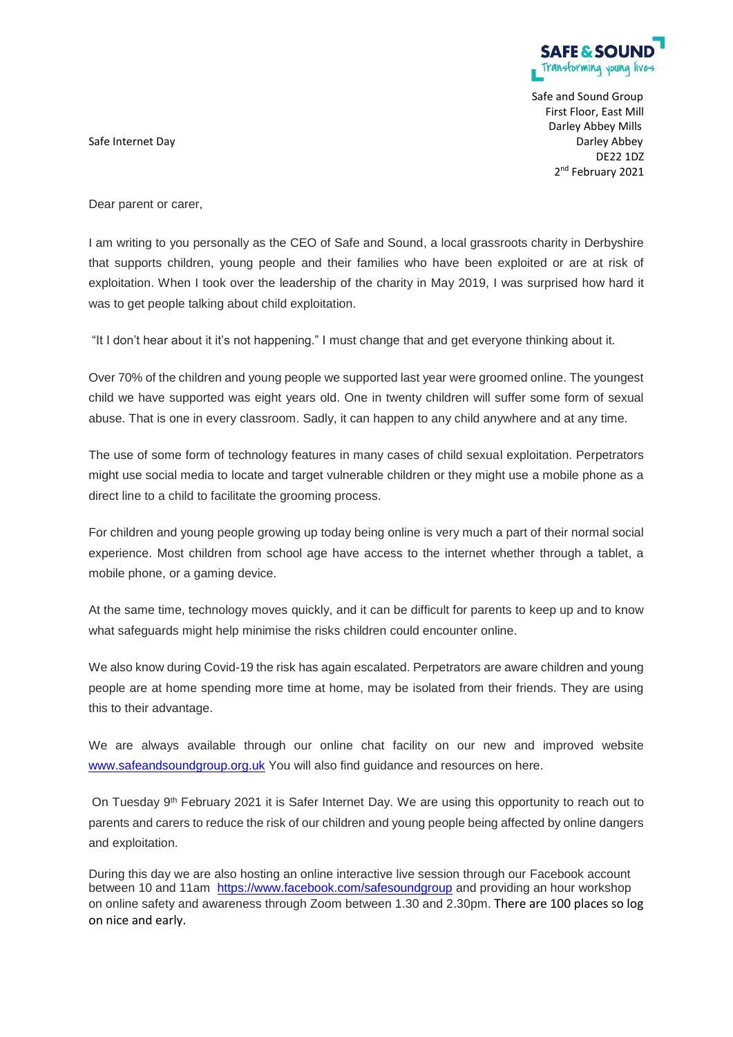SAFE & SOUND
Transforming young lives

Safe and Sound Group
First Floor, East Mill
Darley Abbey Mills
Darley Abbey
DE22 1DZ
2nd February 2021

Safe Internet Day

Dear parent or carer,

I am writing to you personally as the CEO of Safe and Sound, a local grassroots charity in Derbyshire that supports children, young people and their families who have been exploited or are at risk of exploitation. When I took over the leadership of the charity in May 2019, I was surprised how hard it was to get people talking about child exploitation.

"It I don't hear about it it's not happening." I must change that and get everyone thinking about it.

Over 70% of the children and young people we supported last year were groomed online. The youngest child we have supported was eight years old. One in twenty children will suffer some form of sexual abuse. That is one in every classroom. Sadly, it can happen to any child anywhere and at any time.

The use of some form of technology features in many cases of child sexual exploitation. Perpetrators might use social media to locate and target vulnerable children or they might use a mobile phone as a direct line to a child to facilitate the grooming process.

For children and young people growing up today being online is very much a part of their normal social experience. Most children from school age have access to the internet whether through a tablet, a mobile phone, or a gaming device.

At the same time, technology moves quickly, and it can be difficult for parents to keep up and to know what safeguards might help minimise the risks children could encounter online.

We also know during Covid-19 the risk has again escalated. Perpetrators are aware children and young people are at home spending more time at home, may be isolated from their friends. They are using this to their advantage.

We are always available through our online chat facility on our new and improved website [www.safeandsoundgroup.org.uk](http://www.safeandsoundgroup.org.uk) You will also find guidance and resources on here.

On Tuesday 9th February 2021 it is Safer Internet Day. We are using this opportunity to reach out to parents and carers to reduce the risk of our children and young people being affected by online dangers and exploitation.

During this day we are also hosting an online interactive live session through our Facebook account between 10 and 11am [https://www.facebook.com/safesoundgroup](https://www.facebook.com/safesoundgroup) and providing an hour workshop on online safety and awareness through Zoom between 1.30 and 2.30pm. There are 100 places so log on nice and early.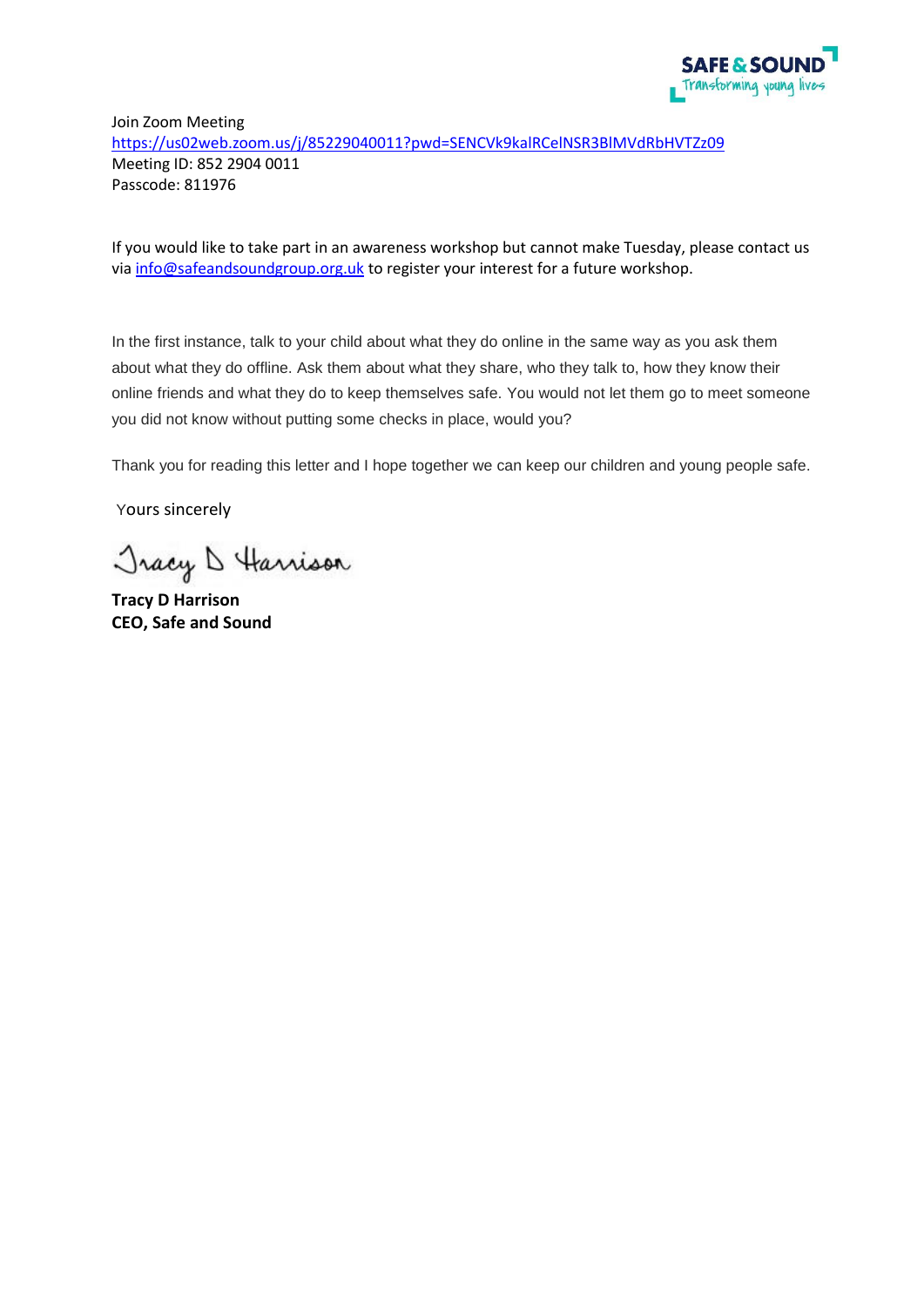Join Zoom Meeting
https://us02web.zoom.us/j/85229040011?pwd=SENCVk9kalRCelNSR3BlMVdRbHVTZz09
Meeting ID: 852 2904 0011
Passcode: 811976

If you would like to take part in an awareness workshop but cannot make Tuesday, please contact us via info@safeandsoundgroup.org.uk to register your interest for a future workshop.

In the first instance, talk to your child about what they do online in the same way as you ask them about what they do offline. Ask them about what they share, who they talk to, how they know their online friends and what they do to keep themselves safe. You would not let them go to meet someone you did not know without putting some checks in place, would you?

Thank you for reading this letter and I hope together we can keep our children and young people safe.

Yours sincerely

Tracy D Harrison

**Tracy D Harrison**
**CEO, Safe and Sound**